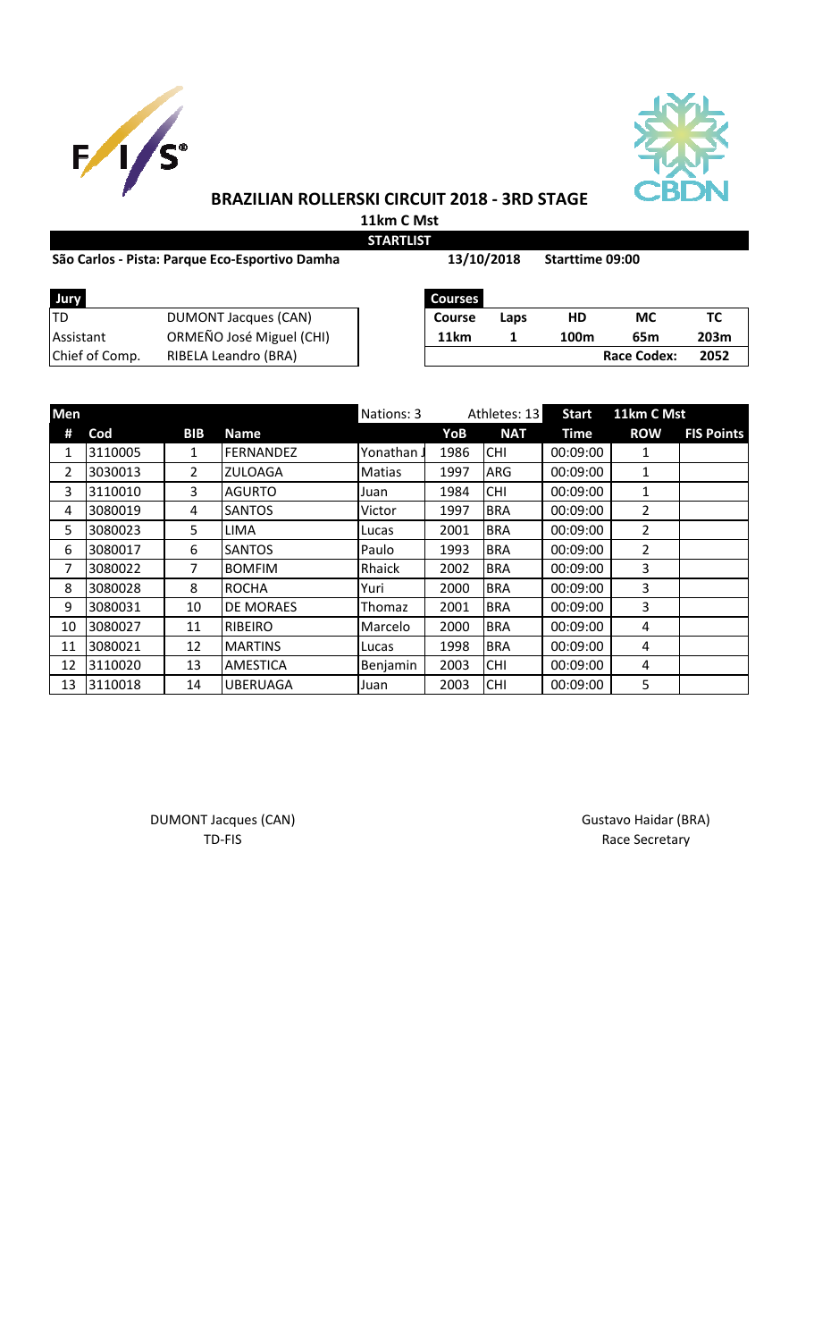# BRAZILIAN ROLLERSKI CIRCUIT 2018 - 3RD STAGE

**11km C Mst**

**STARTLIST**

**São Carlos - Pista: Parque Eco-Esportivo Damha** **13/10/2018** **Starttime 09:00**

| Jury | |
|---|---|
| TD | DUMONT Jacques (CAN) |
| Assistant | ORMEÑO José Miguel (CHI) |
| Chief of Comp. | RIBELA Leandro (BRA) |

| Courses | | | | |
|---|---|---|---|---|
| Course | Laps | HD | MC | TC |
| 11km | 1 | 100m | 65m | 203m |
| | | | Race Codex: | 2052 |

| Men | | | | Nations: 3 | | Athletes: 13 | Start | 11km C Mst | |
|---|---|---|---|---|---|---|---|---|---|
| # | Cod | BIB | Name | | YoB | NAT | Time | ROW | FIS Points |
| 1 | 3110005 | 1 | FERNANDEZ | Yonathan J | 1986 | CHI | 00:09:00 | 1 | |
| 2 | 3030013 | 2 | ZULOAGA | Matias | 1997 | ARG | 00:09:00 | 1 | |
| 3 | 3110010 | 3 | AGURTO | Juan | 1984 | CHI | 00:09:00 | 1 | |
| 4 | 3080019 | 4 | SANTOS | Victor | 1997 | BRA | 00:09:00 | 2 | |
| 5 | 3080023 | 5 | LIMA | Lucas | 2001 | BRA | 00:09:00 | 2 | |
| 6 | 3080017 | 6 | SANTOS | Paulo | 1993 | BRA | 00:09:00 | 2 | |
| 7 | 3080022 | 7 | BOMFIM | Rhaick | 2002 | BRA | 00:09:00 | 3 | |
| 8 | 3080028 | 8 | ROCHA | Yuri | 2000 | BRA | 00:09:00 | 3 | |
| 9 | 3080031 | 10 | DE MORAES | Thomaz | 2001 | BRA | 00:09:00 | 3 | |
| 10 | 3080027 | 11 | RIBEIRO | Marcelo | 2000 | BRA | 00:09:00 | 4 | |
| 11 | 3080021 | 12 | MARTINS | Lucas | 1998 | BRA | 00:09:00 | 4 | |
| 12 | 3110020 | 13 | AMESTICA | Benjamin | 2003 | CHI | 00:09:00 | 4 | |
| 13 | 3110018 | 14 | UBERUAGA | Juan | 2003 | CHI | 00:09:00 | 5 | |

DUMONT Jacques (CAN)
TD-FIS

Gustavo Haidar (BRA)
Race Secretary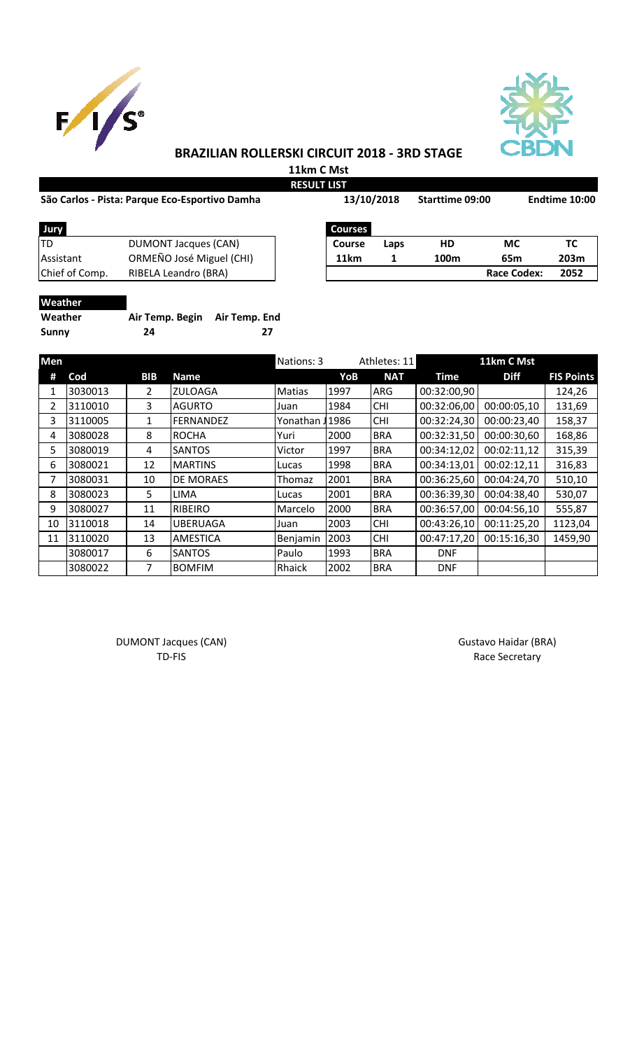# BRAZILIAN ROLLERSKI CIRCUIT 2018 - 3RD STAGE

**11km C Mst**

**RESULT LIST**

**São Carlos - Pista: Parque Eco-Esportivo Damha** | **13/10/2018** | **Starttime 09:00** | **Endtime 10:00**

| Jury | |
|---|---|
| TD | DUMONT Jacques (CAN) |
| Assistant | ORMEÑO José Miguel (CHI) |
| Chief of Comp. | RIBELA Leandro (BRA) |

| Courses | | | | |
|---|---|---|---|---|
| Course | Laps | HD | MC | TC |
| 11km | 1 | 100m | 65m | 203m |
| | | | Race Codex: | 2052 |

| Weather | Air Temp. Begin | Air Temp. End |
|---|---|---|
| Sunny | 24 | 27 |

| Men | | | | Nations: 3 | | Athletes: 11 | 11km C Mst | | |
|---|---|---|---|---|---|---|---|---|---|
| # | Cod | BIB | Name | | YoB | NAT | Time | Diff | FIS Points |
| 1 | 3030013 | 2 | ZULOAGA | Matias | 1997 | ARG | 00:32:00,90 | | 124,26 |
| 2 | 3110010 | 3 | AGURTO | Juan | 1984 | CHI | 00:32:06,00 | 00:00:05,10 | 131,69 |
| 3 | 3110005 | 1 | FERNANDEZ | Yonathan J | 1986 | CHI | 00:32:24,30 | 00:00:23,40 | 158,37 |
| 4 | 3080028 | 8 | ROCHA | Yuri | 2000 | BRA | 00:32:31,50 | 00:00:30,60 | 168,86 |
| 5 | 3080019 | 4 | SANTOS | Victor | 1997 | BRA | 00:34:12,02 | 00:02:11,12 | 315,39 |
| 6 | 3080021 | 12 | MARTINS | Lucas | 1998 | BRA | 00:34:13,01 | 00:02:12,11 | 316,83 |
| 7 | 3080031 | 10 | DE MORAES | Thomaz | 2001 | BRA | 00:36:25,60 | 00:04:24,70 | 510,10 |
| 8 | 3080023 | 5 | LIMA | Lucas | 2001 | BRA | 00:36:39,30 | 00:04:38,40 | 530,07 |
| 9 | 3080027 | 11 | RIBEIRO | Marcelo | 2000 | BRA | 00:36:57,00 | 00:04:56,10 | 555,87 |
| 10 | 3110018 | 14 | UBERUAGA | Juan | 2003 | CHI | 00:43:26,10 | 00:11:25,20 | 1123,04 |
| 11 | 3110020 | 13 | AMESTICA | Benjamin | 2003 | CHI | 00:47:17,20 | 00:15:16,30 | 1459,90 |
| | 3080017 | 6 | SANTOS | Paulo | 1993 | BRA | DNF | | |
| | 3080022 | 7 | BOMFIM | Rhaick | 2002 | BRA | DNF | | |

DUMONT Jacques (CAN)
TD-FIS

Gustavo Haidar (BRA)
Race Secretary